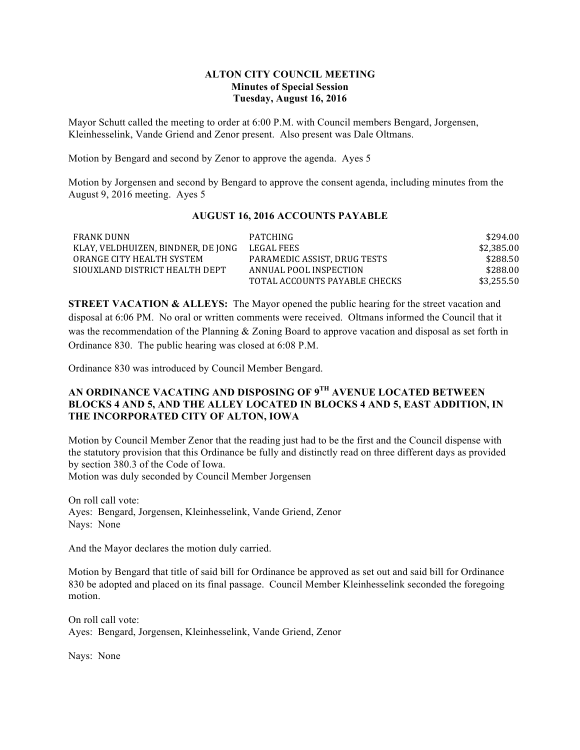# ALTON CITY COUNCIL MEETING
## Minutes of Special Session
## Tuesday, August 16, 2016

Mayor Schutt called the meeting to order at 6:00 P.M. with Council members Bengard, Jorgensen, Kleinhesselink, Vande Griend and Zenor present. Also present was Dale Oltmans.

Motion by Bengard and second by Zenor to approve the agenda. Ayes 5

Motion by Jorgensen and second by Bengard to approve the consent agenda, including minutes from the August 9, 2016 meeting. Ayes 5

### AUGUST 16, 2016 ACCOUNTS PAYABLE

| | | |
|---|---|---|
| FRANK DUNN | PATCHING | $294.00 |
| KLAY, VELDHUIZEN, BINDNER, DE JONG | LEGAL FEES | $2,385.00 |
| ORANGE CITY HEALTH SYSTEM | PARAMEDIC ASSIST, DRUG TESTS | $288.50 |
| SIOUXLAND DISTRICT HEALTH DEPT | ANNUAL POOL INSPECTION | $288.00 |
| | TOTAL ACCOUNTS PAYABLE CHECKS | $3,255.50 |

**STREET VACATION & ALLEYS:** The Mayor opened the public hearing for the street vacation and disposal at 6:06 PM. No oral or written comments were received. Oltmans informed the Council that it was the recommendation of the Planning & Zoning Board to approve vacation and disposal as set forth in Ordinance 830. The public hearing was closed at 6:08 P.M.

Ordinance 830 was introduced by Council Member Bengard.

**AN ORDINANCE VACATING AND DISPOSING OF 9TH AVENUE LOCATED BETWEEN BLOCKS 4 AND 5, AND THE ALLEY LOCATED IN BLOCKS 4 AND 5, EAST ADDITION, IN THE INCORPORATED CITY OF ALTON, IOWA**

Motion by Council Member Zenor that the reading just had to be the first and the Council dispense with the statutory provision that this Ordinance be fully and distinctly read on three different days as provided by section 380.3 of the Code of Iowa.
Motion was duly seconded by Council Member Jorgensen

On roll call vote:
Ayes: Bengard, Jorgensen, Kleinhesselink, Vande Griend, Zenor
Nays: None

And the Mayor declares the motion duly carried.

Motion by Bengard that title of said bill for Ordinance be approved as set out and said bill for Ordinance 830 be adopted and placed on its final passage. Council Member Kleinhesselink seconded the foregoing motion.

On roll call vote:
Ayes: Bengard, Jorgensen, Kleinhesselink, Vande Griend, Zenor

Nays: None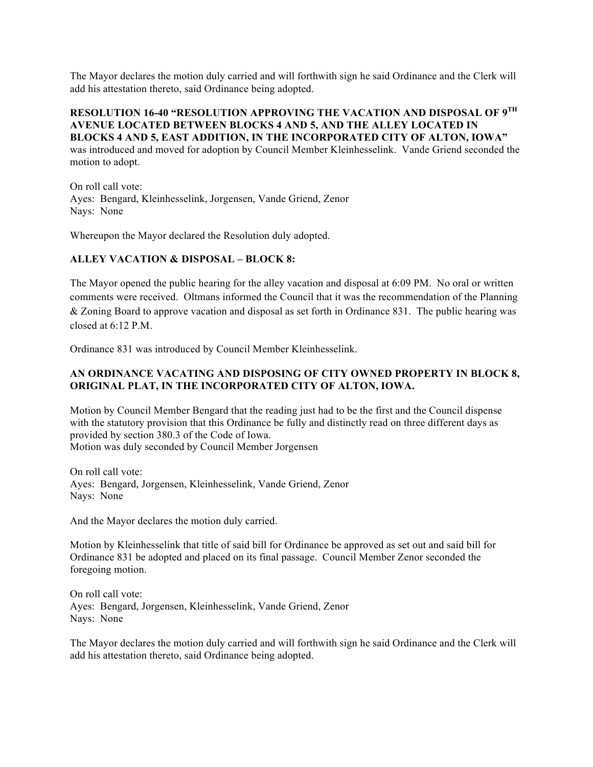The Mayor declares the motion duly carried and will forthwith sign he said Ordinance and the Clerk will add his attestation thereto, said Ordinance being adopted.

**RESOLUTION 16-40 "RESOLUTION APPROVING THE VACATION AND DISPOSAL OF 9TH AVENUE LOCATED BETWEEN BLOCKS 4 AND 5, AND THE ALLEY LOCATED IN BLOCKS 4 AND 5, EAST ADDITION, IN THE INCORPORATED CITY OF ALTON, IOWA"** was introduced and moved for adoption by Council Member Kleinhesselink. Vande Griend seconded the motion to adopt.

On roll call vote:
Ayes: Bengard, Kleinhesselink, Jorgensen, Vande Griend, Zenor
Nays: None

Whereupon the Mayor declared the Resolution duly adopted.

**ALLEY VACATION & DISPOSAL – BLOCK 8:**

The Mayor opened the public hearing for the alley vacation and disposal at 6:09 PM. No oral or written comments were received. Oltmans informed the Council that it was the recommendation of the Planning & Zoning Board to approve vacation and disposal as set forth in Ordinance 831. The public hearing was closed at 6:12 P.M.

Ordinance 831 was introduced by Council Member Kleinhesselink.

**AN ORDINANCE VACATING AND DISPOSING OF CITY OWNED PROPERTY IN BLOCK 8, ORIGINAL PLAT, IN THE INCORPORATED CITY OF ALTON, IOWA.**

Motion by Council Member Bengard that the reading just had to be the first and the Council dispense with the statutory provision that this Ordinance be fully and distinctly read on three different days as provided by section 380.3 of the Code of Iowa.
Motion was duly seconded by Council Member Jorgensen

On roll call vote:
Ayes: Bengard, Jorgensen, Kleinhesselink, Vande Griend, Zenor
Nays: None

And the Mayor declares the motion duly carried.

Motion by Kleinhesselink that title of said bill for Ordinance be approved as set out and said bill for Ordinance 831 be adopted and placed on its final passage. Council Member Zenor seconded the foregoing motion.

On roll call vote:
Ayes: Bengard, Jorgensen, Kleinhesselink, Vande Griend, Zenor
Nays: None

The Mayor declares the motion duly carried and will forthwith sign he said Ordinance and the Clerk will add his attestation thereto, said Ordinance being adopted.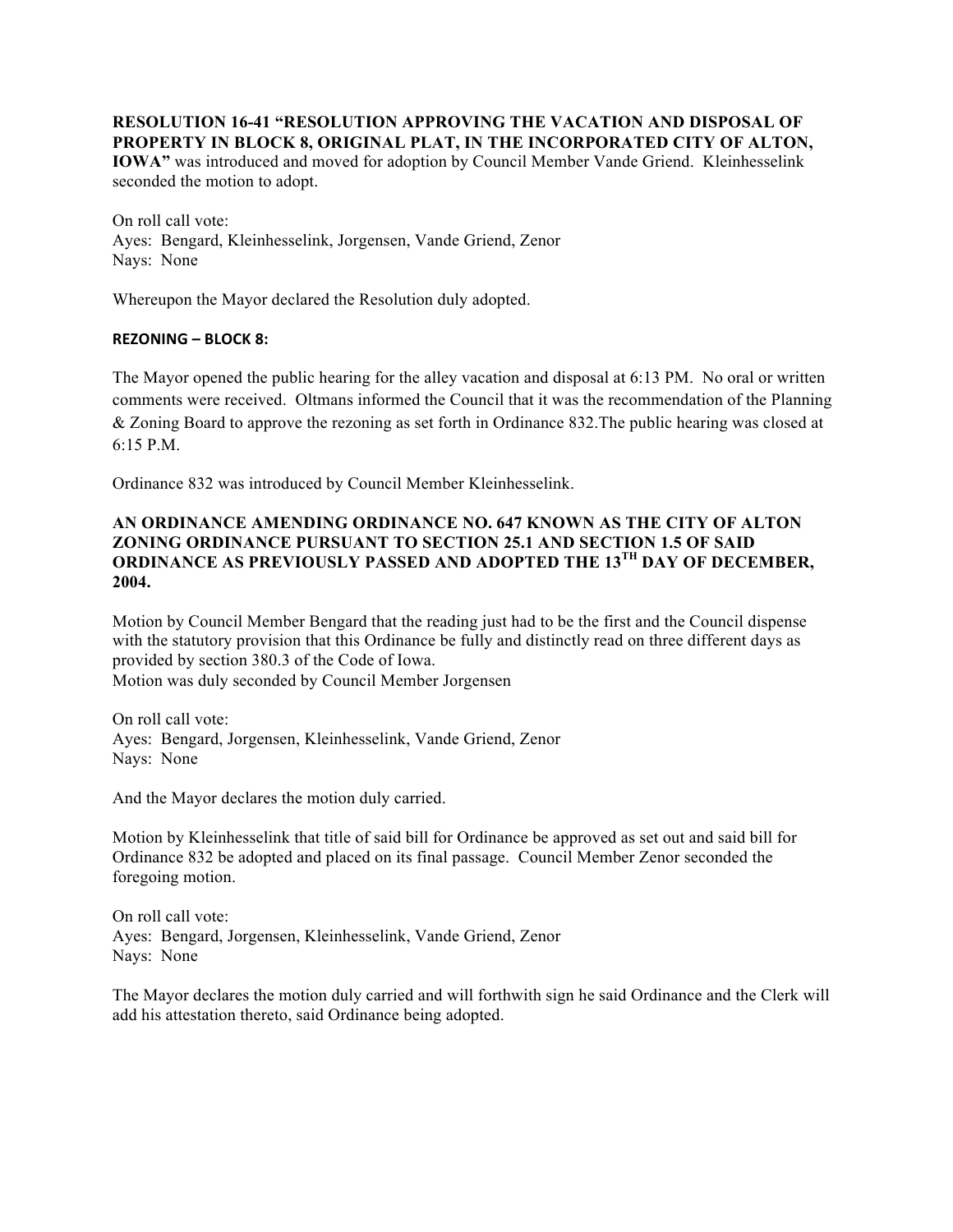**RESOLUTION 16-41 "RESOLUTION APPROVING THE VACATION AND DISPOSAL OF PROPERTY IN BLOCK 8, ORIGINAL PLAT, IN THE INCORPORATED CITY OF ALTON, IOWA"** was introduced and moved for adoption by Council Member Vande Griend. Kleinhesselink seconded the motion to adopt.

On roll call vote:
Ayes: Bengard, Kleinhesselink, Jorgensen, Vande Griend, Zenor
Nays: None

Whereupon the Mayor declared the Resolution duly adopted.

**REZONING – BLOCK 8:**

The Mayor opened the public hearing for the alley vacation and disposal at 6:13 PM. No oral or written comments were received. Oltmans informed the Council that it was the recommendation of the Planning & Zoning Board to approve the rezoning as set forth in Ordinance 832.The public hearing was closed at 6:15 P.M.

Ordinance 832 was introduced by Council Member Kleinhesselink.

**AN ORDINANCE AMENDING ORDINANCE NO. 647 KNOWN AS THE CITY OF ALTON ZONING ORDINANCE PURSUANT TO SECTION 25.1 AND SECTION 1.5 OF SAID ORDINANCE AS PREVIOUSLY PASSED AND ADOPTED THE 13TH DAY OF DECEMBER, 2004.**

Motion by Council Member Bengard that the reading just had to be the first and the Council dispense with the statutory provision that this Ordinance be fully and distinctly read on three different days as provided by section 380.3 of the Code of Iowa.
Motion was duly seconded by Council Member Jorgensen

On roll call vote:
Ayes: Bengard, Jorgensen, Kleinhesselink, Vande Griend, Zenor
Nays: None

And the Mayor declares the motion duly carried.

Motion by Kleinhesselink that title of said bill for Ordinance be approved as set out and said bill for Ordinance 832 be adopted and placed on its final passage. Council Member Zenor seconded the foregoing motion.

On roll call vote:
Ayes: Bengard, Jorgensen, Kleinhesselink, Vande Griend, Zenor
Nays: None

The Mayor declares the motion duly carried and will forthwith sign he said Ordinance and the Clerk will add his attestation thereto, said Ordinance being adopted.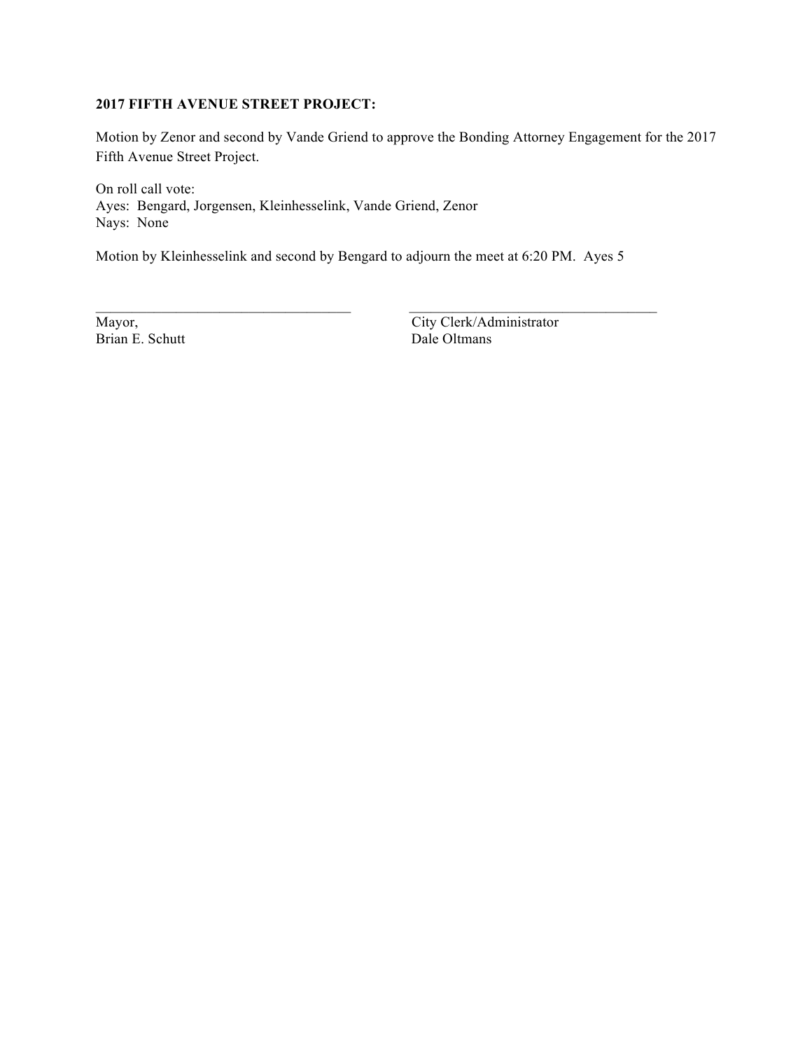**2017 FIFTH AVENUE STREET PROJECT:**

Motion by Zenor and second by Vande Griend to approve the Bonding Attorney Engagement for the 2017 Fifth Avenue Street Project.

On roll call vote:
Ayes: Bengard, Jorgensen, Kleinhesselink, Vande Griend, Zenor
Nays: None

Motion by Kleinhesselink and second by Bengard to adjourn the meet at 6:20 PM. Ayes 5

\_\_\_\_\_\_\_\_\_\_\_\_\_\_\_\_\_\_\_\_\_\_\_\_\_\_\_\_\_\_\_\_\_\_\_\_
Mayor,
Brian E. Schutt

\_\_\_\_\_\_\_\_\_\_\_\_\_\_\_\_\_\_\_\_\_\_\_\_\_\_\_\_\_\_\_\_\_\_\_\_
City Clerk/Administrator
Dale Oltmans